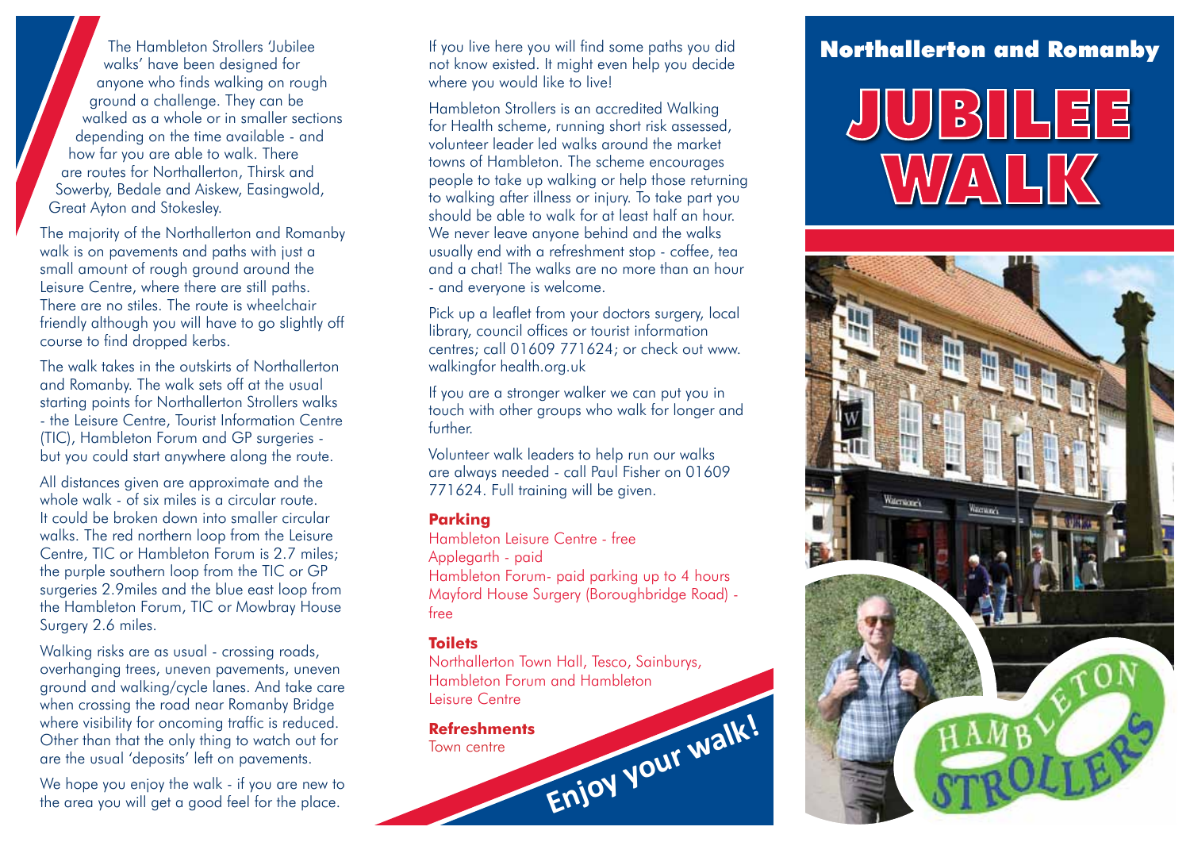The Hambleton Strollers 'Jubilee walks' have been designed for anyone who finds walking on rough ground a challenge. They can be walked as a whole or in smaller sections depending on the time available - and how far you are able to walk. There are routes for Northallerton, Thirsk and Sowerby, Bedale and Aiskew, Easingwold, Great Ayton and Stokesley.

The majority of the Northallerton and Romanby walk is on pavements and paths with just a small amount of rough ground around the Leisure Centre, where there are still paths. There are no stiles. The route is wheelchair friendly although you will have to go slightly off course to find dropped kerbs.

The walk takes in the outskirts of Northallerton and Romanby. The walk sets off at the usual starting points for Northallerton Strollers walks - the Leisure Centre, Tourist Information Centre (TIC), Hambleton Forum and GP surgeries - but you could start anywhere along the route.

All distances given are approximate and the whole walk - of six miles is a circular route. It could be broken down into smaller circular walks. The red northern loop from the Leisure Centre, TIC or Hambleton Forum is 2.7 miles; the purple southern loop from the TIC or GP surgeries 2.9miles and the blue east loop from the Hambleton Forum, TIC or Mowbray House Surgery 2.6 miles.

Walking risks are as usual - crossing roads, overhanging trees, uneven pavements, uneven ground and walking/cycle lanes. And take care when crossing the road near Romanby Bridge where visibility for oncoming traffic is reduced. Other than that the only thing to watch out for are the usual 'deposits' left on pavements.

We hope you enjoy the walk - if you are new to the area you will get a good feel for the place.

If you live here you will find some paths you did not know existed. It might even help you decide where you would like to live!

Hambleton Strollers is an accredited Walking for Health scheme, running short risk assessed, volunteer leader led walks around the market towns of Hambleton. The scheme encourages people to take up walking or help those returning to walking after illness or injury. To take part you should be able to walk for at least half an hour. We never leave anyone behind and the walks usually end with a refreshment stop - coffee, tea and a chat! The walks are no more than an hour - and everyone is welcome.

Pick up a leaflet from your doctors surgery, local library, council offices or tourist information centres; call 01609 771624; or check out www.walkingfor health.org.uk

If you are a stronger walker we can put you in touch with other groups who walk for longer and further.

Volunteer walk leaders to help run our walks are always needed - call Paul Fisher on 01609 771624. Full training will be given.

### Parking

Hambleton Leisure Centre - free
Applegarth - paid
Hambleton Forum- paid parking up to 4 hours
Mayford House Surgery (Boroughbridge Road) - free

### Toilets

Northallerton Town Hall, Tesco, Sainburys, Hambleton Forum and Hambleton Leisure Centre

### Refreshments

Town centre

**Enjoy your walk!**

## Northallerton and Romanby

# JUBILEE WALK

HAMBLETON STROLLERS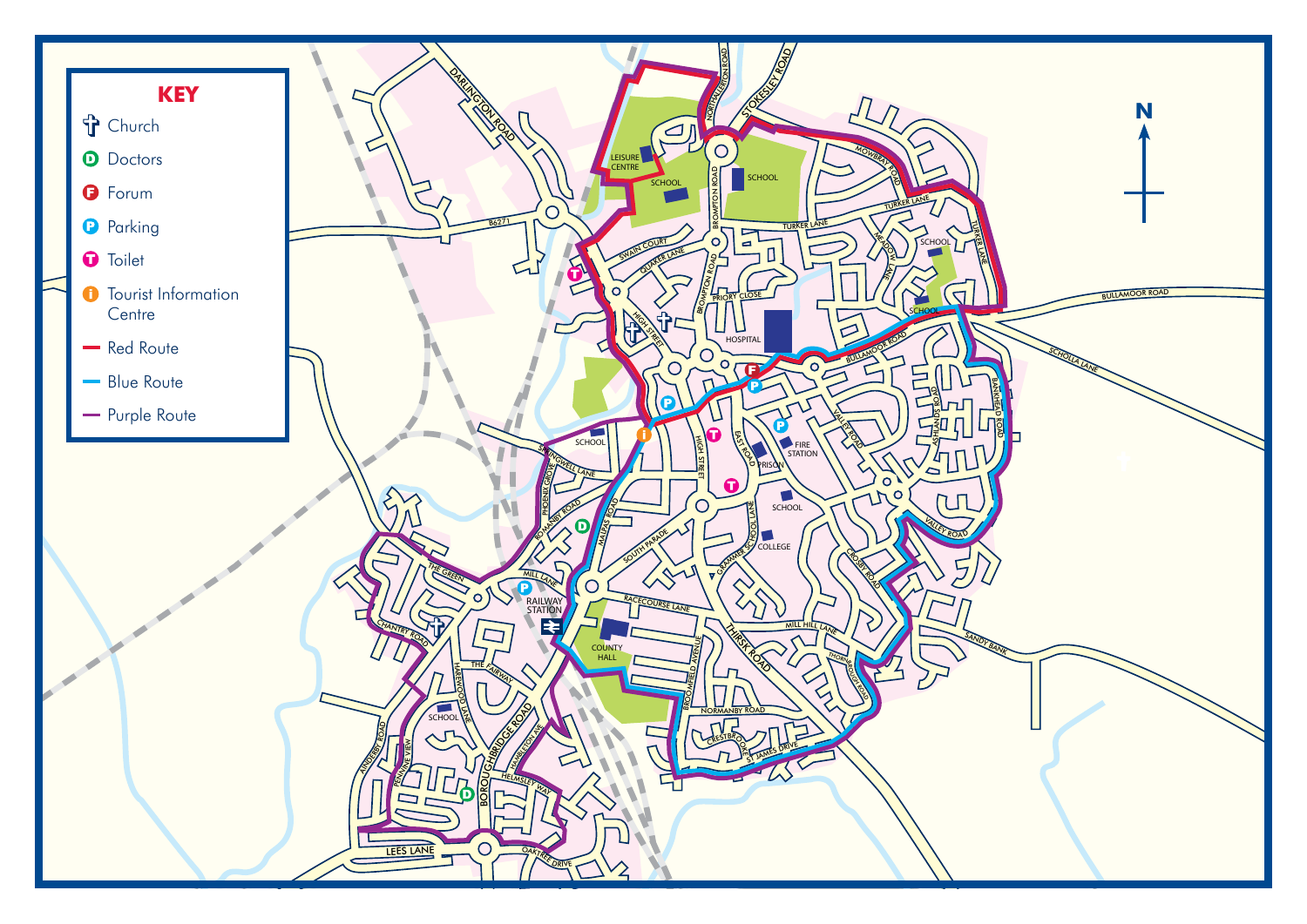# KEY

- Church
- Doctors
- Forum
- Parking
- Toilet
- Tourist Information Centre
- Red Route
- Blue Route
- Purple Route

N

LEISURE CENTRE

SCHOOL

SCHOOL

DARLINGTON ROAD

B6271

NORTHALLERTON ROAD

STOKESLEY ROAD

BROMPTON ROAD

MOWBRAY ROAD

TURKER LANE

TURKER LANE

TURKER LANE

MEADOW LANE

SCHOOL

SCHOOL

BULLAMOOR ROAD

SCHOLLA LANE

SWAIN COURT

QUAKER LANE

BROMPTON ROAD

PRIORY CLOSE

HIGH STREET

HOSPITAL

BULLAMOOR ROAD

ASHLANDS RD

BANKHEAD ROAD

SCHOOL

SPRINGWELL LANE

PHOENIX GROVE

ROMANBY ROAD

HIGH STREET

EAST ROAD

PRISON

FIRE STATION

VALLEY ROAD

SCHOOL

VALLEY ROAD

MALPAS ROAD

SOUTH PARADE

GRAMMAR SCHOOL LANE

COLLEGE

CROSBY ROAD

THE GREEN

MILL LANE

RAILWAY STATION

RACECOURSE LANE

CHANTRY ROAD

COUNTY HALL

MILL HILL LANE

SANDY BANK

THE FAIRWAY

HAREWOOD LANE

BROOMFIELD AVENUE

THIRSK ROAD

THORNBOROUGH ROAD

SCHOOL

BOROUGHBRIDGE ROAD

HAMBLETON AVE

NORMANBY ROAD

CRESTBROOKE

ST JAMES DRIVE

AINDERBY ROAD

PENNINE VIEW

HELMSLEY WAY

LEES LANE

OAKTREE DRIVE